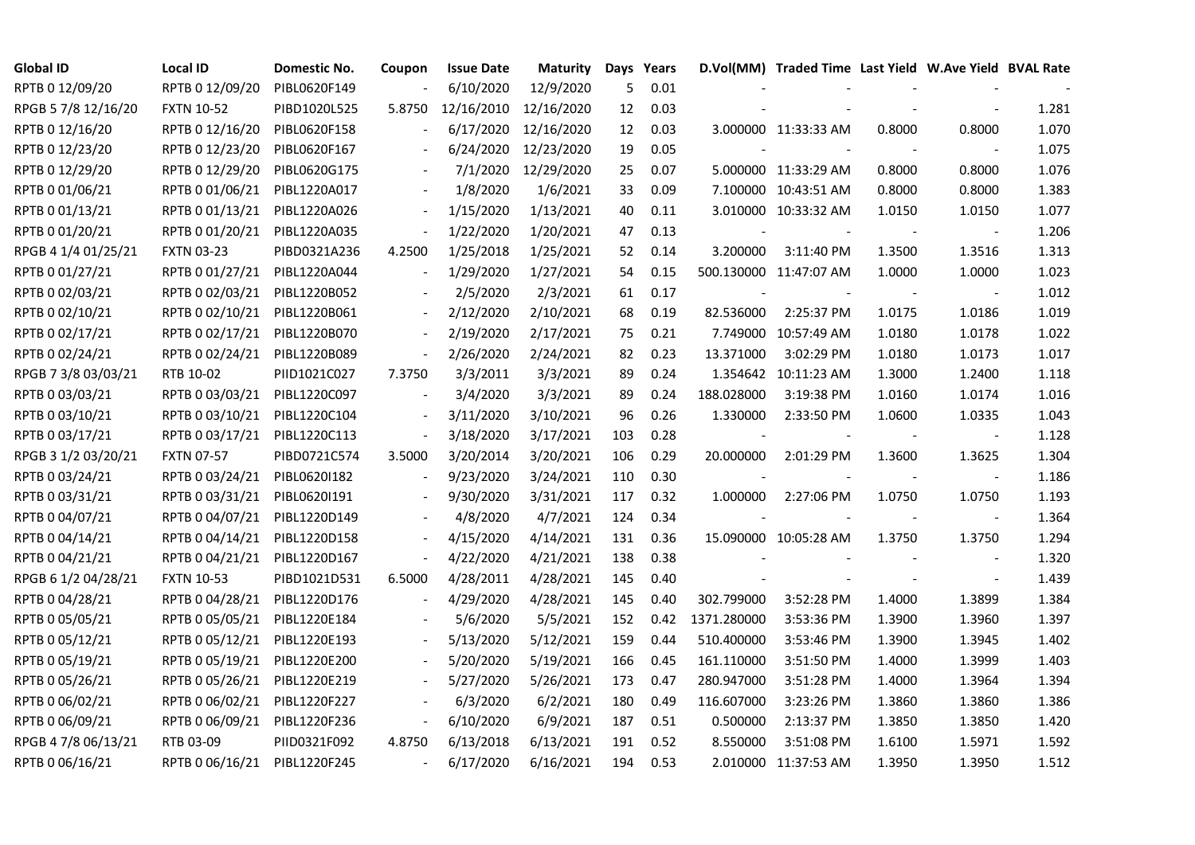| Global ID | Local ID | Domestic No. | Coupon | Issue Date | Maturity | Days | Years | D.Vol(MM) | Traded Time | Last Yield | W.Ave Yield | BVAL Rate |
|---|---|---|---|---|---|---|---|---|---|---|---|---|
| RPTB 0 12/09/20 | RPTB 0 12/09/20 | PIBL0620F149 | - | 6/10/2020 | 12/9/2020 | 5 | 0.01 | - | - | - | - | - |
| RPGB 5 7/8 12/16/20 | FXTN 10-52 | PIBD1020L525 | 5.8750 | 12/16/2010 | 12/16/2020 | 12 | 0.03 | - | - | - | - | 1.281 |
| RPTB 0 12/16/20 | RPTB 0 12/16/20 | PIBL0620F158 | - | 6/17/2020 | 12/16/2020 | 12 | 0.03 | 3.000000 | 11:33:33 AM | 0.8000 | 0.8000 | 1.070 |
| RPTB 0 12/23/20 | RPTB 0 12/23/20 | PIBL0620F167 | - | 6/24/2020 | 12/23/2020 | 19 | 0.05 | - | - | - | - | 1.075 |
| RPTB 0 12/29/20 | RPTB 0 12/29/20 | PIBL0620G175 | - | 7/1/2020 | 12/29/2020 | 25 | 0.07 | 5.000000 | 11:33:29 AM | 0.8000 | 0.8000 | 1.076 |
| RPTB 0 01/06/21 | RPTB 0 01/06/21 | PIBL1220A017 | - | 1/8/2020 | 1/6/2021 | 33 | 0.09 | 7.100000 | 10:43:51 AM | 0.8000 | 0.8000 | 1.383 |
| RPTB 0 01/13/21 | RPTB 0 01/13/21 | PIBL1220A026 | - | 1/15/2020 | 1/13/2021 | 40 | 0.11 | 3.010000 | 10:33:32 AM | 1.0150 | 1.0150 | 1.077 |
| RPTB 0 01/20/21 | RPTB 0 01/20/21 | PIBL1220A035 | - | 1/22/2020 | 1/20/2021 | 47 | 0.13 | - | - | - | - | 1.206 |
| RPGB 4 1/4 01/25/21 | FXTN 03-23 | PIBD0321A236 | 4.2500 | 1/25/2018 | 1/25/2021 | 52 | 0.14 | 3.200000 | 3:11:40 PM | 1.3500 | 1.3516 | 1.313 |
| RPTB 0 01/27/21 | RPTB 0 01/27/21 | PIBL1220A044 | - | 1/29/2020 | 1/27/2021 | 54 | 0.15 | 500.130000 | 11:47:07 AM | 1.0000 | 1.0000 | 1.023 |
| RPTB 0 02/03/21 | RPTB 0 02/03/21 | PIBL1220B052 | - | 2/5/2020 | 2/3/2021 | 61 | 0.17 | - | - | - | - | 1.012 |
| RPTB 0 02/10/21 | RPTB 0 02/10/21 | PIBL1220B061 | - | 2/12/2020 | 2/10/2021 | 68 | 0.19 | 82.536000 | 2:25:37 PM | 1.0175 | 1.0186 | 1.019 |
| RPTB 0 02/17/21 | RPTB 0 02/17/21 | PIBL1220B070 | - | 2/19/2020 | 2/17/2021 | 75 | 0.21 | 7.749000 | 10:57:49 AM | 1.0180 | 1.0178 | 1.022 |
| RPTB 0 02/24/21 | RPTB 0 02/24/21 | PIBL1220B089 | - | 2/26/2020 | 2/24/2021 | 82 | 0.23 | 13.371000 | 3:02:29 PM | 1.0180 | 1.0173 | 1.017 |
| RPGB 7 3/8 03/03/21 | RTB 10-02 | PIID1021C027 | 7.3750 | 3/3/2011 | 3/3/2021 | 89 | 0.24 | 1.354642 | 10:11:23 AM | 1.3000 | 1.2400 | 1.118 |
| RPTB 0 03/03/21 | RPTB 0 03/03/21 | PIBL1220C097 | - | 3/4/2020 | 3/3/2021 | 89 | 0.24 | 188.028000 | 3:19:38 PM | 1.0160 | 1.0174 | 1.016 |
| RPTB 0 03/10/21 | RPTB 0 03/10/21 | PIBL1220C104 | - | 3/11/2020 | 3/10/2021 | 96 | 0.26 | 1.330000 | 2:33:50 PM | 1.0600 | 1.0335 | 1.043 |
| RPTB 0 03/17/21 | RPTB 0 03/17/21 | PIBL1220C113 | - | 3/18/2020 | 3/17/2021 | 103 | 0.28 | - | - | - | - | 1.128 |
| RPGB 3 1/2 03/20/21 | FXTN 07-57 | PIBD0721C574 | 3.5000 | 3/20/2014 | 3/20/2021 | 106 | 0.29 | 20.000000 | 2:01:29 PM | 1.3600 | 1.3625 | 1.304 |
| RPTB 0 03/24/21 | RPTB 0 03/24/21 | PIBL0620I182 | - | 9/23/2020 | 3/24/2021 | 110 | 0.30 | - | - | - | - | 1.186 |
| RPTB 0 03/31/21 | RPTB 0 03/31/21 | PIBL0620I191 | - | 9/30/2020 | 3/31/2021 | 117 | 0.32 | 1.000000 | 2:27:06 PM | 1.0750 | 1.0750 | 1.193 |
| RPTB 0 04/07/21 | RPTB 0 04/07/21 | PIBL1220D149 | - | 4/8/2020 | 4/7/2021 | 124 | 0.34 | - | - | - | - | 1.364 |
| RPTB 0 04/14/21 | RPTB 0 04/14/21 | PIBL1220D158 | - | 4/15/2020 | 4/14/2021 | 131 | 0.36 | 15.090000 | 10:05:28 AM | 1.3750 | 1.3750 | 1.294 |
| RPTB 0 04/21/21 | RPTB 0 04/21/21 | PIBL1220D167 | - | 4/22/2020 | 4/21/2021 | 138 | 0.38 | - | - | - | - | 1.320 |
| RPGB 6 1/2 04/28/21 | FXTN 10-53 | PIBD1021D531 | 6.5000 | 4/28/2011 | 4/28/2021 | 145 | 0.40 | - | - | - | - | 1.439 |
| RPTB 0 04/28/21 | RPTB 0 04/28/21 | PIBL1220D176 | - | 4/29/2020 | 4/28/2021 | 145 | 0.40 | 302.799000 | 3:52:28 PM | 1.4000 | 1.3899 | 1.384 |
| RPTB 0 05/05/21 | RPTB 0 05/05/21 | PIBL1220E184 | - | 5/6/2020 | 5/5/2021 | 152 | 0.42 | 1371.280000 | 3:53:36 PM | 1.3900 | 1.3960 | 1.397 |
| RPTB 0 05/12/21 | RPTB 0 05/12/21 | PIBL1220E193 | - | 5/13/2020 | 5/12/2021 | 159 | 0.44 | 510.400000 | 3:53:46 PM | 1.3900 | 1.3945 | 1.402 |
| RPTB 0 05/19/21 | RPTB 0 05/19/21 | PIBL1220E200 | - | 5/20/2020 | 5/19/2021 | 166 | 0.45 | 161.110000 | 3:51:50 PM | 1.4000 | 1.3999 | 1.403 |
| RPTB 0 05/26/21 | RPTB 0 05/26/21 | PIBL1220E219 | - | 5/27/2020 | 5/26/2021 | 173 | 0.47 | 280.947000 | 3:51:28 PM | 1.4000 | 1.3964 | 1.394 |
| RPTB 0 06/02/21 | RPTB 0 06/02/21 | PIBL1220F227 | - | 6/3/2020 | 6/2/2021 | 180 | 0.49 | 116.607000 | 3:23:26 PM | 1.3860 | 1.3860 | 1.386 |
| RPTB 0 06/09/21 | RPTB 0 06/09/21 | PIBL1220F236 | - | 6/10/2020 | 6/9/2021 | 187 | 0.51 | 0.500000 | 2:13:37 PM | 1.3850 | 1.3850 | 1.420 |
| RPGB 4 7/8 06/13/21 | RTB 03-09 | PIID0321F092 | 4.8750 | 6/13/2018 | 6/13/2021 | 191 | 0.52 | 8.550000 | 3:51:08 PM | 1.6100 | 1.5971 | 1.592 |
| RPTB 0 06/16/21 | RPTB 0 06/16/21 | PIBL1220F245 | - | 6/17/2020 | 6/16/2021 | 194 | 0.53 | 2.010000 | 11:37:53 AM | 1.3950 | 1.3950 | 1.512 |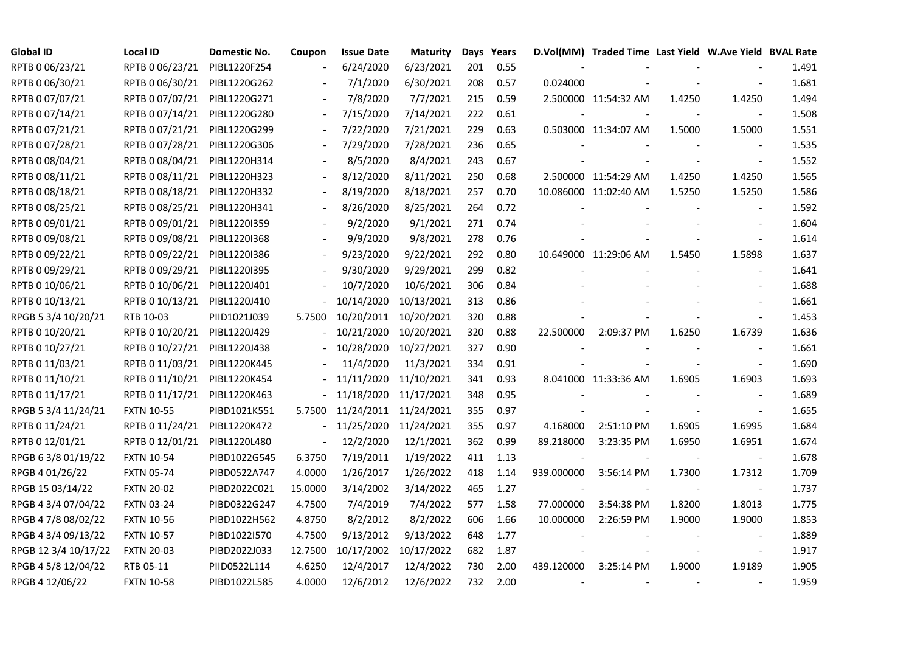| Global ID | Local ID | Domestic No. | Coupon | Issue Date | Maturity | Days | Years | D.Vol(MM) | Traded Time | Last Yield | W.Ave Yield | BVAL Rate |
|---|---|---|---|---|---|---|---|---|---|---|---|---|
| RPTB 0 06/23/21 | RPTB 0 06/23/21 | PIBL1220F254 | - | 6/24/2020 | 6/23/2021 | 201 | 0.55 | - | - | - | - | 1.491 |
| RPTB 0 06/30/21 | RPTB 0 06/30/21 | PIBL1220G262 | - | 7/1/2020 | 6/30/2021 | 208 | 0.57 | 0.024000 | - | - | - | 1.681 |
| RPTB 0 07/07/21 | RPTB 0 07/07/21 | PIBL1220G271 | - | 7/8/2020 | 7/7/2021 | 215 | 0.59 | 2.500000 | 11:54:32 AM | 1.4250 | 1.4250 | 1.494 |
| RPTB 0 07/14/21 | RPTB 0 07/14/21 | PIBL1220G280 | - | 7/15/2020 | 7/14/2021 | 222 | 0.61 | - | - | - | - | 1.508 |
| RPTB 0 07/21/21 | RPTB 0 07/21/21 | PIBL1220G299 | - | 7/22/2020 | 7/21/2021 | 229 | 0.63 | 0.503000 | 11:34:07 AM | 1.5000 | 1.5000 | 1.551 |
| RPTB 0 07/28/21 | RPTB 0 07/28/21 | PIBL1220G306 | - | 7/29/2020 | 7/28/2021 | 236 | 0.65 | - | - | - | - | 1.535 |
| RPTB 0 08/04/21 | RPTB 0 08/04/21 | PIBL1220H314 | - | 8/5/2020 | 8/4/2021 | 243 | 0.67 | - | - | - | - | 1.552 |
| RPTB 0 08/11/21 | RPTB 0 08/11/21 | PIBL1220H323 | - | 8/12/2020 | 8/11/2021 | 250 | 0.68 | 2.500000 | 11:54:29 AM | 1.4250 | 1.4250 | 1.565 |
| RPTB 0 08/18/21 | RPTB 0 08/18/21 | PIBL1220H332 | - | 8/19/2020 | 8/18/2021 | 257 | 0.70 | 10.086000 | 11:02:40 AM | 1.5250 | 1.5250 | 1.586 |
| RPTB 0 08/25/21 | RPTB 0 08/25/21 | PIBL1220H341 | - | 8/26/2020 | 8/25/2021 | 264 | 0.72 | - | - | - | - | 1.592 |
| RPTB 0 09/01/21 | RPTB 0 09/01/21 | PIBL1220I359 | - | 9/2/2020 | 9/1/2021 | 271 | 0.74 | - | - | - | - | 1.604 |
| RPTB 0 09/08/21 | RPTB 0 09/08/21 | PIBL1220I368 | - | 9/9/2020 | 9/8/2021 | 278 | 0.76 | - | - | - | - | 1.614 |
| RPTB 0 09/22/21 | RPTB 0 09/22/21 | PIBL1220I386 | - | 9/23/2020 | 9/22/2021 | 292 | 0.80 | 10.649000 | 11:29:06 AM | 1.5450 | 1.5898 | 1.637 |
| RPTB 0 09/29/21 | RPTB 0 09/29/21 | PIBL1220I395 | - | 9/30/2020 | 9/29/2021 | 299 | 0.82 | - | - | - | - | 1.641 |
| RPTB 0 10/06/21 | RPTB 0 10/06/21 | PIBL1220J401 | - | 10/7/2020 | 10/6/2021 | 306 | 0.84 | - | - | - | - | 1.688 |
| RPTB 0 10/13/21 | RPTB 0 10/13/21 | PIBL1220J410 | - | 10/14/2020 | 10/13/2021 | 313 | 0.86 | - | - | - | - | 1.661 |
| RPGB 5 3/4 10/20/21 | RTB 10-03 | PIID1021J039 | 5.7500 | 10/20/2011 | 10/20/2021 | 320 | 0.88 | - | - | - | - | 1.453 |
| RPTB 0 10/20/21 | RPTB 0 10/20/21 | PIBL1220J429 | - | 10/21/2020 | 10/20/2021 | 320 | 0.88 | 22.500000 | 2:09:37 PM | 1.6250 | 1.6739 | 1.636 |
| RPTB 0 10/27/21 | RPTB 0 10/27/21 | PIBL1220J438 | - | 10/28/2020 | 10/27/2021 | 327 | 0.90 | - | - | - | - | 1.661 |
| RPTB 0 11/03/21 | RPTB 0 11/03/21 | PIBL1220K445 | - | 11/4/2020 | 11/3/2021 | 334 | 0.91 | - | - | - | - | 1.690 |
| RPTB 0 11/10/21 | RPTB 0 11/10/21 | PIBL1220K454 | - | 11/11/2020 | 11/10/2021 | 341 | 0.93 | 8.041000 | 11:33:36 AM | 1.6905 | 1.6903 | 1.693 |
| RPTB 0 11/17/21 | RPTB 0 11/17/21 | PIBL1220K463 | - | 11/18/2020 | 11/17/2021 | 348 | 0.95 | - | - | - | - | 1.689 |
| RPGB 5 3/4 11/24/21 | FXTN 10-55 | PIBD1021K551 | 5.7500 | 11/24/2011 | 11/24/2021 | 355 | 0.97 | - | - | - | - | 1.655 |
| RPTB 0 11/24/21 | RPTB 0 11/24/21 | PIBL1220K472 | - | 11/25/2020 | 11/24/2021 | 355 | 0.97 | 4.168000 | 2:51:10 PM | 1.6905 | 1.6995 | 1.684 |
| RPTB 0 12/01/21 | RPTB 0 12/01/21 | PIBL1220L480 | - | 12/2/2020 | 12/1/2021 | 362 | 0.99 | 89.218000 | 3:23:35 PM | 1.6950 | 1.6951 | 1.674 |
| RPGB 6 3/8 01/19/22 | FXTN 10-54 | PIBD1022G545 | 6.3750 | 7/19/2011 | 1/19/2022 | 411 | 1.13 | - | - | - | - | 1.678 |
| RPGB 4 01/26/22 | FXTN 05-74 | PIBD0522A747 | 4.0000 | 1/26/2017 | 1/26/2022 | 418 | 1.14 | 939.000000 | 3:56:14 PM | 1.7300 | 1.7312 | 1.709 |
| RPGB 15 03/14/22 | FXTN 20-02 | PIBD2022C021 | 15.0000 | 3/14/2002 | 3/14/2022 | 465 | 1.27 | - | - | - | - | 1.737 |
| RPGB 4 3/4 07/04/22 | FXTN 03-24 | PIBD0322G247 | 4.7500 | 7/4/2019 | 7/4/2022 | 577 | 1.58 | 77.000000 | 3:54:38 PM | 1.8200 | 1.8013 | 1.775 |
| RPGB 4 7/8 08/02/22 | FXTN 10-56 | PIBD1022H562 | 4.8750 | 8/2/2012 | 8/2/2022 | 606 | 1.66 | 10.000000 | 2:26:59 PM | 1.9000 | 1.9000 | 1.853 |
| RPGB 4 3/4 09/13/22 | FXTN 10-57 | PIBD1022I570 | 4.7500 | 9/13/2012 | 9/13/2022 | 648 | 1.77 | - | - | - | - | 1.889 |
| RPGB 12 3/4 10/17/22 | FXTN 20-03 | PIBD2022J033 | 12.7500 | 10/17/2002 | 10/17/2022 | 682 | 1.87 | - | - | - | - | 1.917 |
| RPGB 4 5/8 12/04/22 | RTB 05-11 | PIID0522L114 | 4.6250 | 12/4/2017 | 12/4/2022 | 730 | 2.00 | 439.120000 | 3:25:14 PM | 1.9000 | 1.9189 | 1.905 |
| RPGB 4 12/06/22 | FXTN 10-58 | PIBD1022L585 | 4.0000 | 12/6/2012 | 12/6/2022 | 732 | 2.00 | - | - | - | - | 1.959 |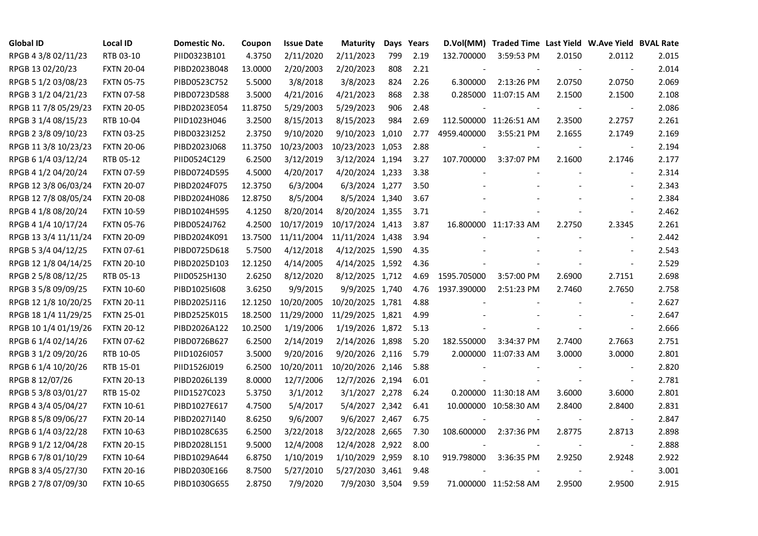| Global ID | Local ID | Domestic No. | Coupon | Issue Date | Maturity | Days | Years | D.Vol(MM) | Traded Time | Last Yield | W.Ave Yield | BVAL Rate |
|---|---|---|---|---|---|---|---|---|---|---|---|---|
| RPGB 4 3/8 02/11/23 | RTB 03-10 | PIID0323B101 | 4.3750 | 2/11/2020 | 2/11/2023 | 799 | 2.19 | 132.700000 | 3:59:53 PM | 2.0150 | 2.0112 | 2.015 |
| RPGB 13 02/20/23 | FXTN 20-04 | PIBD2023B048 | 13.0000 | 2/20/2003 | 2/20/2023 | 808 | 2.21 | - | - | - | - | 2.014 |
| RPGB 5 1/2 03/08/23 | FXTN 05-75 | PIBD0523C752 | 5.5000 | 3/8/2018 | 3/8/2023 | 824 | 2.26 | 6.300000 | 2:13:26 PM | 2.0750 | 2.0750 | 2.069 |
| RPGB 3 1/2 04/21/23 | FXTN 07-58 | PIBD0723D588 | 3.5000 | 4/21/2016 | 4/21/2023 | 868 | 2.38 | 0.285000 | 11:07:15 AM | 2.1500 | 2.1500 | 2.108 |
| RPGB 11 7/8 05/29/23 | FXTN 20-05 | PIBD2023E054 | 11.8750 | 5/29/2003 | 5/29/2023 | 906 | 2.48 | - | - | - | - | 2.086 |
| RPGB 3 1/4 08/15/23 | RTB 10-04 | PIID1023H046 | 3.2500 | 8/15/2013 | 8/15/2023 | 984 | 2.69 | 112.500000 | 11:26:51 AM | 2.3500 | 2.2757 | 2.261 |
| RPGB 2 3/8 09/10/23 | FXTN 03-25 | PIBD0323I252 | 2.3750 | 9/10/2020 | 9/10/2023 | 1,010 | 2.77 | 4959.400000 | 3:55:21 PM | 2.1655 | 2.1749 | 2.169 |
| RPGB 11 3/8 10/23/23 | FXTN 20-06 | PIBD2023J068 | 11.3750 | 10/23/2003 | 10/23/2023 | 1,053 | 2.88 | - | - | - | - | 2.194 |
| RPGB 6 1/4 03/12/24 | RTB 05-12 | PIID0524C129 | 6.2500 | 3/12/2019 | 3/12/2024 | 1,194 | 3.27 | 107.700000 | 3:37:07 PM | 2.1600 | 2.1746 | 2.177 |
| RPGB 4 1/2 04/20/24 | FXTN 07-59 | PIBD0724D595 | 4.5000 | 4/20/2017 | 4/20/2024 | 1,233 | 3.38 | - | - | - | - | 2.314 |
| RPGB 12 3/8 06/03/24 | FXTN 20-07 | PIBD2024F075 | 12.3750 | 6/3/2004 | 6/3/2024 | 1,277 | 3.50 | - | - | - | - | 2.343 |
| RPGB 12 7/8 08/05/24 | FXTN 20-08 | PIBD2024H086 | 12.8750 | 8/5/2004 | 8/5/2024 | 1,340 | 3.67 | - | - | - | - | 2.384 |
| RPGB 4 1/8 08/20/24 | FXTN 10-59 | PIBD1024H595 | 4.1250 | 8/20/2014 | 8/20/2024 | 1,355 | 3.71 | - | - | - | - | 2.462 |
| RPGB 4 1/4 10/17/24 | FXTN 05-76 | PIBD0524J762 | 4.2500 | 10/17/2019 | 10/17/2024 | 1,413 | 3.87 | 16.800000 | 11:17:33 AM | 2.2750 | 2.3345 | 2.261 |
| RPGB 13 3/4 11/11/24 | FXTN 20-09 | PIBD2024K091 | 13.7500 | 11/11/2004 | 11/11/2024 | 1,438 | 3.94 | - | - | - | - | 2.442 |
| RPGB 5 3/4 04/12/25 | FXTN 07-61 | PIBD0725D618 | 5.7500 | 4/12/2018 | 4/12/2025 | 1,590 | 4.35 | - | - | - | - | 2.543 |
| RPGB 12 1/8 04/14/25 | FXTN 20-10 | PIBD2025D103 | 12.1250 | 4/14/2005 | 4/14/2025 | 1,592 | 4.36 | - | - | - | - | 2.529 |
| RPGB 2 5/8 08/12/25 | RTB 05-13 | PIID0525H130 | 2.6250 | 8/12/2020 | 8/12/2025 | 1,712 | 4.69 | 1595.705000 | 3:57:00 PM | 2.6900 | 2.7151 | 2.698 |
| RPGB 3 5/8 09/09/25 | FXTN 10-60 | PIBD1025I608 | 3.6250 | 9/9/2015 | 9/9/2025 | 1,740 | 4.76 | 1937.390000 | 2:51:23 PM | 2.7460 | 2.7650 | 2.758 |
| RPGB 12 1/8 10/20/25 | FXTN 20-11 | PIBD2025J116 | 12.1250 | 10/20/2005 | 10/20/2025 | 1,781 | 4.88 | - | - | - | - | 2.627 |
| RPGB 18 1/4 11/29/25 | FXTN 25-01 | PIBD2525K015 | 18.2500 | 11/29/2000 | 11/29/2025 | 1,821 | 4.99 | - | - | - | - | 2.647 |
| RPGB 10 1/4 01/19/26 | FXTN 20-12 | PIBD2026A122 | 10.2500 | 1/19/2006 | 1/19/2026 | 1,872 | 5.13 | - | - | - | - | 2.666 |
| RPGB 6 1/4 02/14/26 | FXTN 07-62 | PIBD0726B627 | 6.2500 | 2/14/2019 | 2/14/2026 | 1,898 | 5.20 | 182.550000 | 3:34:37 PM | 2.7400 | 2.7663 | 2.751 |
| RPGB 3 1/2 09/20/26 | RTB 10-05 | PIID1026I057 | 3.5000 | 9/20/2016 | 9/20/2026 | 2,116 | 5.79 | 2.000000 | 11:07:33 AM | 3.0000 | 3.0000 | 2.801 |
| RPGB 6 1/4 10/20/26 | RTB 15-01 | PIID1526J019 | 6.2500 | 10/20/2011 | 10/20/2026 | 2,146 | 5.88 | - | - | - | - | 2.820 |
| RPGB 8 12/07/26 | FXTN 20-13 | PIBD2026L139 | 8.0000 | 12/7/2006 | 12/7/2026 | 2,194 | 6.01 | - | - | - | - | 2.781 |
| RPGB 5 3/8 03/01/27 | RTB 15-02 | PIID1527C023 | 5.3750 | 3/1/2012 | 3/1/2027 | 2,278 | 6.24 | 0.200000 | 11:30:18 AM | 3.6000 | 3.6000 | 2.801 |
| RPGB 4 3/4 05/04/27 | FXTN 10-61 | PIBD1027E617 | 4.7500 | 5/4/2017 | 5/4/2027 | 2,342 | 6.41 | 10.000000 | 10:58:30 AM | 2.8400 | 2.8400 | 2.831 |
| RPGB 8 5/8 09/06/27 | FXTN 20-14 | PIBD2027I140 | 8.6250 | 9/6/2007 | 9/6/2027 | 2,467 | 6.75 | - | - | - | - | 2.847 |
| RPGB 6 1/4 03/22/28 | FXTN 10-63 | PIBD1028C635 | 6.2500 | 3/22/2018 | 3/22/2028 | 2,665 | 7.30 | 108.600000 | 2:37:36 PM | 2.8775 | 2.8713 | 2.898 |
| RPGB 9 1/2 12/04/28 | FXTN 20-15 | PIBD2028L151 | 9.5000 | 12/4/2008 | 12/4/2028 | 2,922 | 8.00 | - | - | - | - | 2.888 |
| RPGB 6 7/8 01/10/29 | FXTN 10-64 | PIBD1029A644 | 6.8750 | 1/10/2019 | 1/10/2029 | 2,959 | 8.10 | 919.798000 | 3:36:35 PM | 2.9250 | 2.9248 | 2.922 |
| RPGB 8 3/4 05/27/30 | FXTN 20-16 | PIBD2030E166 | 8.7500 | 5/27/2010 | 5/27/2030 | 3,461 | 9.48 | - | - | - | - | 3.001 |
| RPGB 2 7/8 07/09/30 | FXTN 10-65 | PIBD1030G655 | 2.8750 | 7/9/2020 | 7/9/2030 | 3,504 | 9.59 | 71.000000 | 11:52:58 AM | 2.9500 | 2.9500 | 2.915 |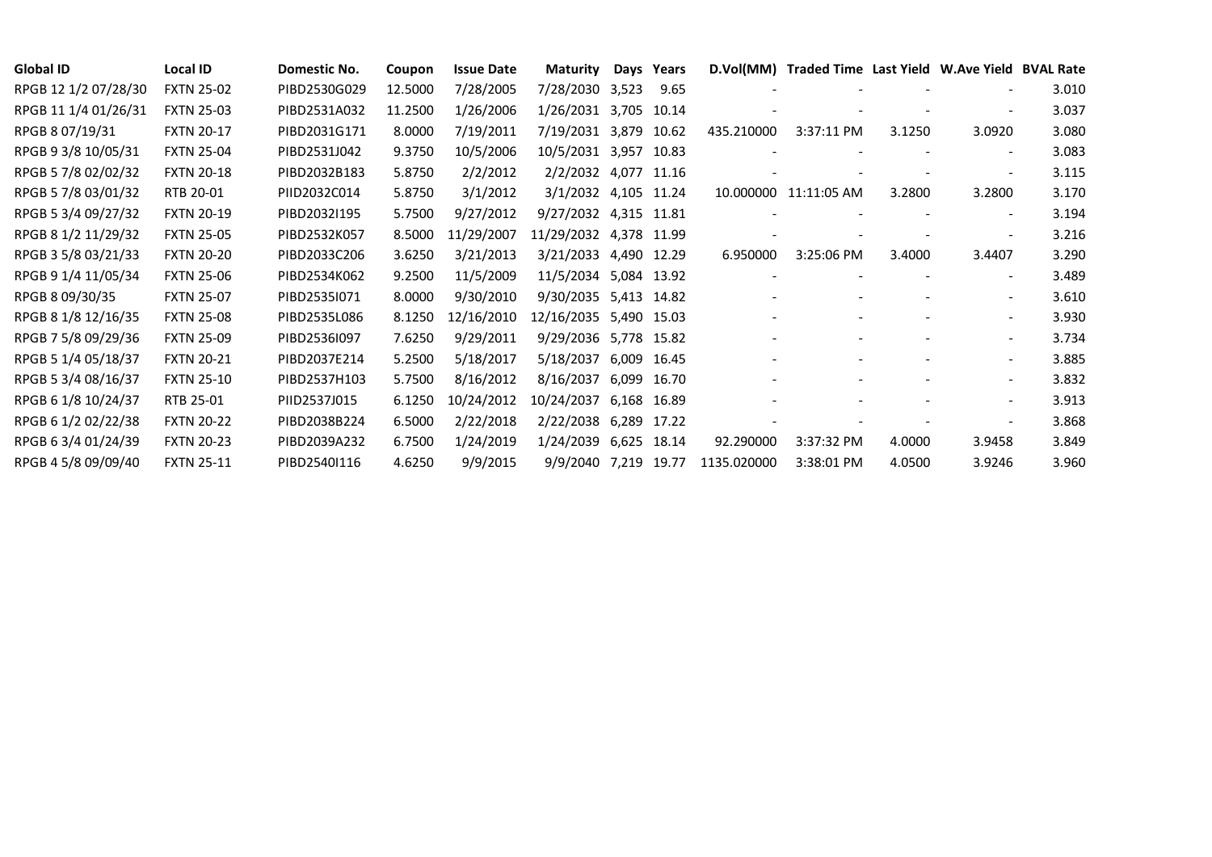| Global ID | Local ID | Domestic No. | Coupon | Issue Date | Maturity | Days | Years | D.Vol(MM) | Traded Time | Last Yield | W.Ave Yield | BVAL Rate |
|---|---|---|---|---|---|---|---|---|---|---|---|---|
| RPGB 12 1/2 07/28/30 | FXTN 25-02 | PIBD2530G029 | 12.5000 | 7/28/2005 | 7/28/2030 | 3,523 | 9.65 | - | - | - | - | 3.010 |
| RPGB 11 1/4 01/26/31 | FXTN 25-03 | PIBD2531A032 | 11.2500 | 1/26/2006 | 1/26/2031 | 3,705 | 10.14 | - | - | - | - | 3.037 |
| RPGB 8 07/19/31 | FXTN 20-17 | PIBD2031G171 | 8.0000 | 7/19/2011 | 7/19/2031 | 3,879 | 10.62 | 435.210000 | 3:37:11 PM | 3.1250 | 3.0920 | 3.080 |
| RPGB 9 3/8 10/05/31 | FXTN 25-04 | PIBD2531J042 | 9.3750 | 10/5/2006 | 10/5/2031 | 3,957 | 10.83 | - | - | - | - | 3.083 |
| RPGB 5 7/8 02/02/32 | FXTN 20-18 | PIBD2032B183 | 5.8750 | 2/2/2012 | 2/2/2032 | 4,077 | 11.16 | - | - | - | - | 3.115 |
| RPGB 5 7/8 03/01/32 | RTB 20-01 | PIID2032C014 | 5.8750 | 3/1/2012 | 3/1/2032 | 4,105 | 11.24 | 10.000000 | 11:11:05 AM | 3.2800 | 3.2800 | 3.170 |
| RPGB 5 3/4 09/27/32 | FXTN 20-19 | PIBD2032I195 | 5.7500 | 9/27/2012 | 9/27/2032 | 4,315 | 11.81 | - | - | - | - | 3.194 |
| RPGB 8 1/2 11/29/32 | FXTN 25-05 | PIBD2532K057 | 8.5000 | 11/29/2007 | 11/29/2032 | 4,378 | 11.99 | - | - | - | - | 3.216 |
| RPGB 3 5/8 03/21/33 | FXTN 20-20 | PIBD2033C206 | 3.6250 | 3/21/2013 | 3/21/2033 | 4,490 | 12.29 | 6.950000 | 3:25:06 PM | 3.4000 | 3.4407 | 3.290 |
| RPGB 9 1/4 11/05/34 | FXTN 25-06 | PIBD2534K062 | 9.2500 | 11/5/2009 | 11/5/2034 | 5,084 | 13.92 | - | - | - | - | 3.489 |
| RPGB 8 09/30/35 | FXTN 25-07 | PIBD2535I071 | 8.0000 | 9/30/2010 | 9/30/2035 | 5,413 | 14.82 | - | - | - | - | 3.610 |
| RPGB 8 1/8 12/16/35 | FXTN 25-08 | PIBD2535L086 | 8.1250 | 12/16/2010 | 12/16/2035 | 5,490 | 15.03 | - | - | - | - | 3.930 |
| RPGB 7 5/8 09/29/36 | FXTN 25-09 | PIBD2536I097 | 7.6250 | 9/29/2011 | 9/29/2036 | 5,778 | 15.82 | - | - | - | - | 3.734 |
| RPGB 5 1/4 05/18/37 | FXTN 20-21 | PIBD2037E214 | 5.2500 | 5/18/2017 | 5/18/2037 | 6,009 | 16.45 | - | - | - | - | 3.885 |
| RPGB 5 3/4 08/16/37 | FXTN 25-10 | PIBD2537H103 | 5.7500 | 8/16/2012 | 8/16/2037 | 6,099 | 16.70 | - | - | - | - | 3.832 |
| RPGB 6 1/8 10/24/37 | RTB 25-01 | PIID2537J015 | 6.1250 | 10/24/2012 | 10/24/2037 | 6,168 | 16.89 | - | - | - | - | 3.913 |
| RPGB 6 1/2 02/22/38 | FXTN 20-22 | PIBD2038B224 | 6.5000 | 2/22/2018 | 2/22/2038 | 6,289 | 17.22 | - | - | - | - | 3.868 |
| RPGB 6 3/4 01/24/39 | FXTN 20-23 | PIBD2039A232 | 6.7500 | 1/24/2019 | 1/24/2039 | 6,625 | 18.14 | 92.290000 | 3:37:32 PM | 4.0000 | 3.9458 | 3.849 |
| RPGB 4 5/8 09/09/40 | FXTN 25-11 | PIBD2540I116 | 4.6250 | 9/9/2015 | 9/9/2040 | 7,219 | 19.77 | 1135.020000 | 3:38:01 PM | 4.0500 | 3.9246 | 3.960 |